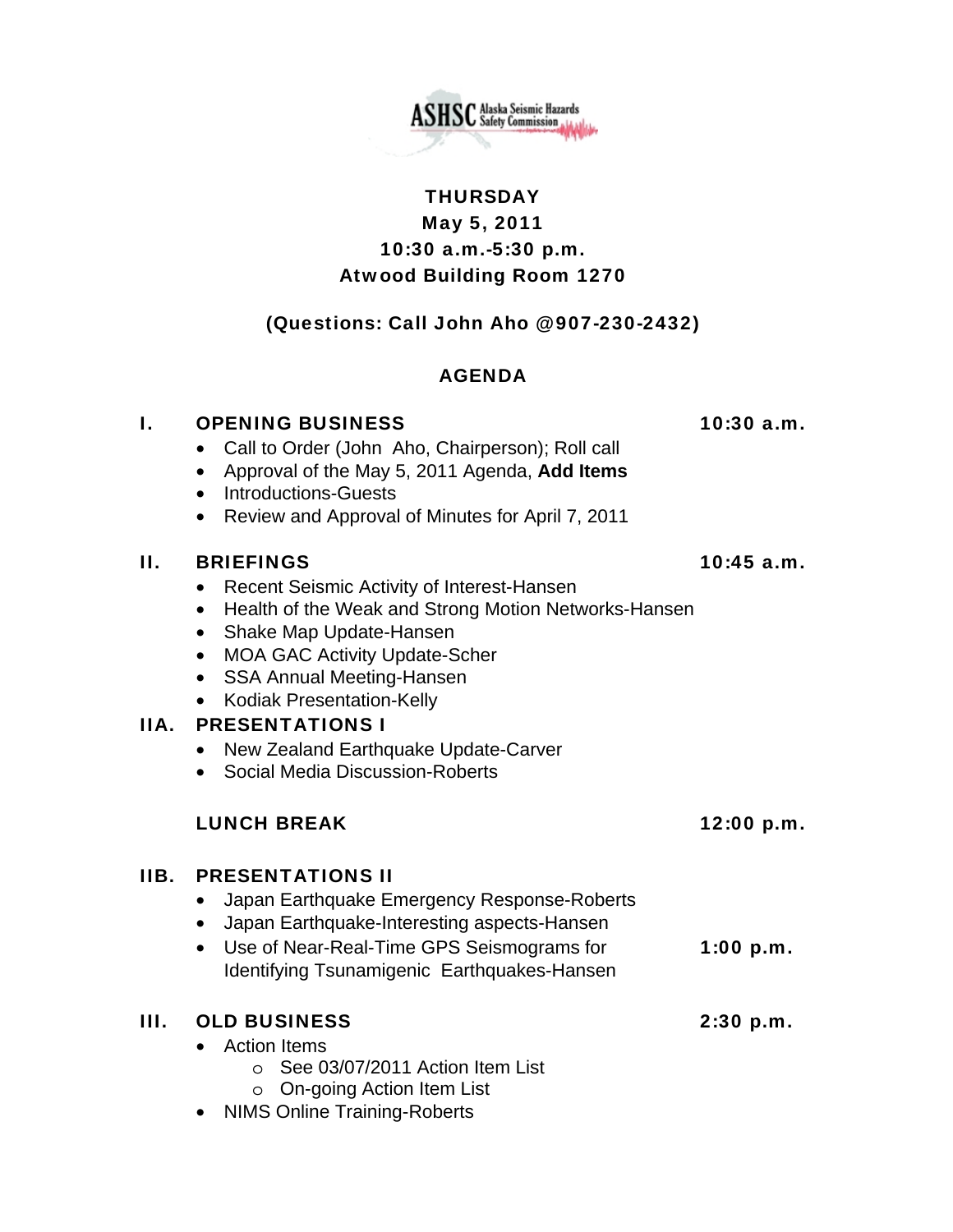ASHSC Alaska Seismic Hazards Safety Commission

**THURSDAY**
**May 5, 2011**
**10:30 a.m.-5:30 p.m.**
**Atwood Building Room 1270**

**(Questions: Call John Aho @907-230-2432)**

## AGENDA

### I. OPENING BUSINESS — 10:30 a.m.

- Call to Order (John Aho, Chairperson); Roll call
- Approval of the May 5, 2011 Agenda, **Add Items**
- Introductions-Guests
- Review and Approval of Minutes for April 7, 2011

### II. BRIEFINGS — 10:45 a.m.

- Recent Seismic Activity of Interest-Hansen
- Health of the Weak and Strong Motion Networks-Hansen
- Shake Map Update-Hansen
- MOA GAC Activity Update-Scher
- SSA Annual Meeting-Hansen
- Kodiak Presentation-Kelly

### IIA. PRESENTATIONS I

- New Zealand Earthquake Update-Carver
- Social Media Discussion-Roberts

### LUNCH BREAK — 12:00 p.m.

### IIB. PRESENTATIONS II

- Japan Earthquake Emergency Response-Roberts
- Japan Earthquake-Interesting aspects-Hansen
- Use of Near-Real-Time GPS Seismograms for Identifying Tsunamigenic Earthquakes-Hansen — 1:00 p.m.

### III. OLD BUSINESS — 2:30 p.m.

- Action Items
    - See 03/07/2011 Action Item List
    - On-going Action Item List
- NIMS Online Training-Roberts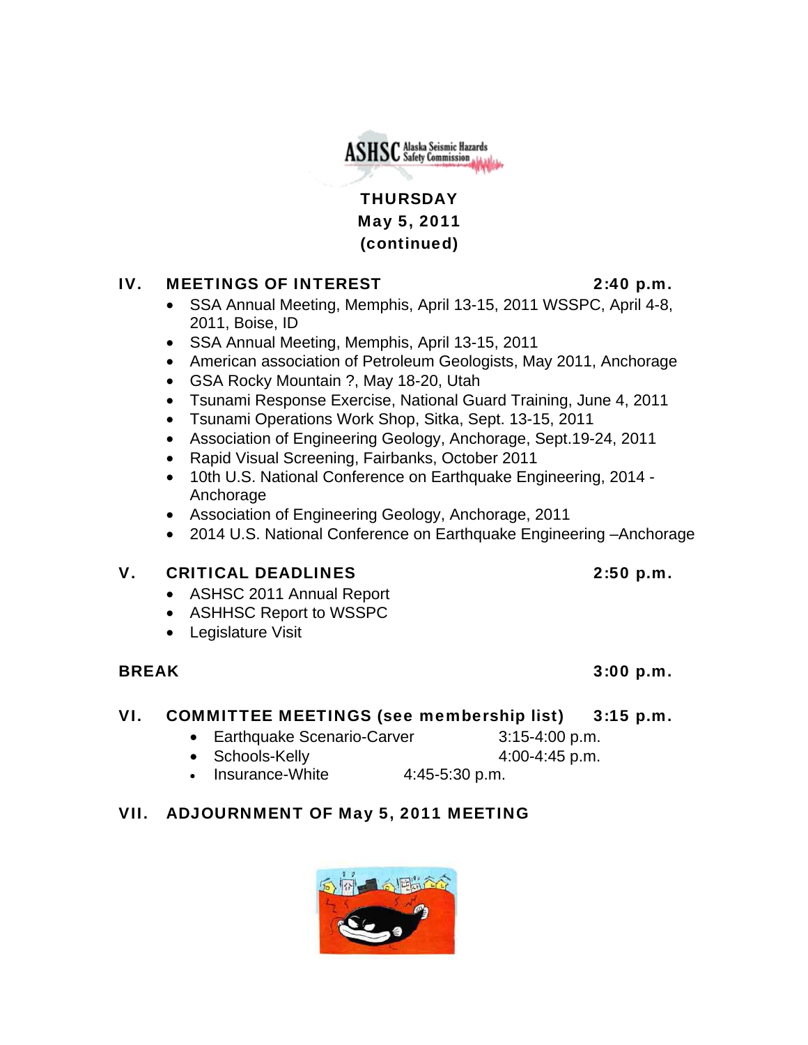**THURSDAY**
**May 5, 2011**
**(continued)**

## IV. MEETINGS OF INTEREST — 2:40 p.m.

- SSA Annual Meeting, Memphis, April 13-15, 2011 WSSPC, April 4-8, 2011, Boise, ID
- SSA Annual Meeting, Memphis, April 13-15, 2011
- American association of Petroleum Geologists, May 2011, Anchorage
- GSA Rocky Mountain ?, May 18-20, Utah
- Tsunami Response Exercise, National Guard Training, June 4, 2011
- Tsunami Operations Work Shop, Sitka, Sept. 13-15, 2011
- Association of Engineering Geology, Anchorage, Sept.19-24, 2011
- Rapid Visual Screening, Fairbanks, October 2011
- 10th U.S. National Conference on Earthquake Engineering, 2014 - Anchorage
- Association of Engineering Geology, Anchorage, 2011
- 2014 U.S. National Conference on Earthquake Engineering –Anchorage

## V. CRITICAL DEADLINES — 2:50 p.m.

- ASHSC 2011 Annual Report
- ASHHSC Report to WSSPC
- Legislature Visit

## BREAK — 3:00 p.m.

## VI. COMMITTEE MEETINGS (see membership list) — 3:15 p.m.

- Earthquake Scenario-Carver — 3:15-4:00 p.m.
- Schools-Kelly — 4:00-4:45 p.m.
- Insurance-White — 4:45-5:30 p.m.

## VII. ADJOURNMENT OF May 5, 2011 MEETING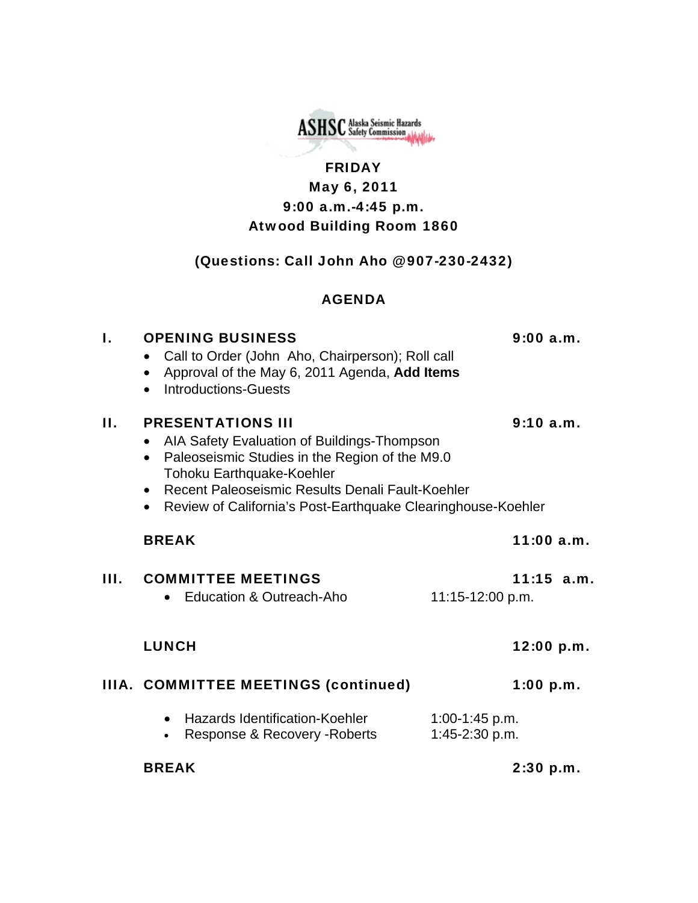ASHSC Alaska Seismic Hazards Safety Commission

**FRIDAY**
**May 6, 2011**
**9:00 a.m.-4:45 p.m.**
**Atwood Building Room 1860**

**(Questions: Call John Aho @907-230-2432)**

## AGENDA

### I. OPENING BUSINESS — 9:00 a.m.

- Call to Order (John Aho, Chairperson); Roll call
- Approval of the May 6, 2011 Agenda, **Add Items**
- Introductions-Guests

### II. PRESENTATIONS III — 9:10 a.m.

- AIA Safety Evaluation of Buildings-Thompson
- Paleoseismic Studies in the Region of the M9.0 Tohoku Earthquake-Koehler
- Recent Paleoseismic Results Denali Fault-Koehler
- Review of California's Post-Earthquake Clearinghouse-Koehler

**BREAK — 11:00 a.m.**

### III. COMMITTEE MEETINGS — 11:15 a.m.

- Education & Outreach-Aho — 11:15-12:00 p.m.

**LUNCH — 12:00 p.m.**

### IIIA. COMMITTEE MEETINGS (continued) — 1:00 p.m.

- Hazards Identification-Koehler — 1:00-1:45 p.m.
- Response & Recovery -Roberts — 1:45-2:30 p.m.

**BREAK — 2:30 p.m.**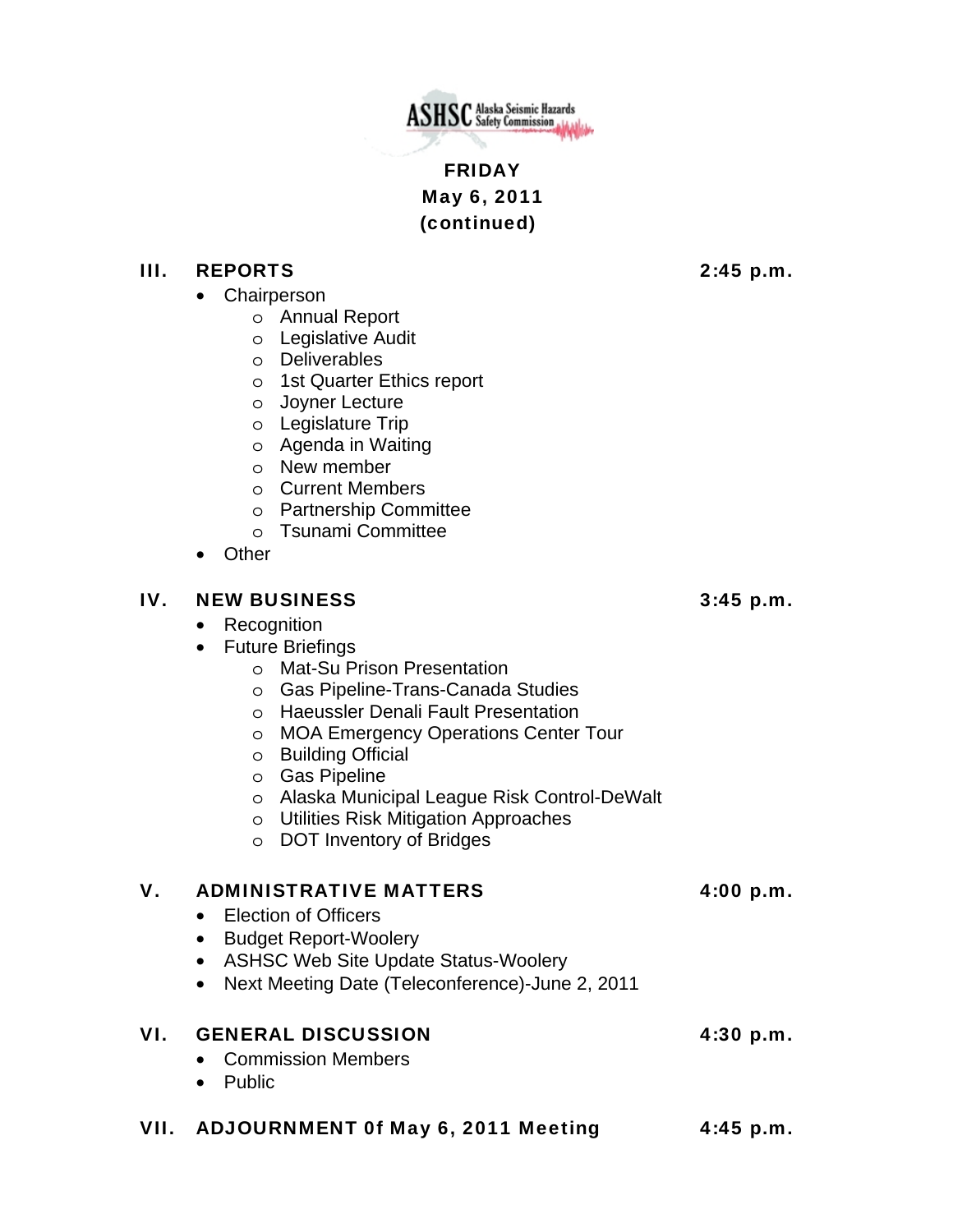ASHSC Alaska Seismic Hazards Safety Commission

**FRIDAY**
**May 6, 2011**
**(continued)**

## III. REPORTS — 2:45 p.m.

- Chairperson
  - Annual Report
  - Legislative Audit
  - Deliverables
  - 1st Quarter Ethics report
  - Joyner Lecture
  - Legislature Trip
  - Agenda in Waiting
  - New member
  - Current Members
  - Partnership Committee
  - Tsunami Committee
- Other

## IV. NEW BUSINESS — 3:45 p.m.

- Recognition
- Future Briefings
  - Mat-Su Prison Presentation
  - Gas Pipeline-Trans-Canada Studies
  - Haeussler Denali Fault Presentation
  - MOA Emergency Operations Center Tour
  - Building Official
  - Gas Pipeline
  - Alaska Municipal League Risk Control-DeWalt
  - Utilities Risk Mitigation Approaches
  - DOT Inventory of Bridges

## V. ADMINISTRATIVE MATTERS — 4:00 p.m.

- Election of Officers
- Budget Report-Woolery
- ASHSC Web Site Update Status-Woolery
- Next Meeting Date (Teleconference)-June 2, 2011

## VI. GENERAL DISCUSSION — 4:30 p.m.

- Commission Members
- Public

## VII. ADJOURNMENT 0f May 6, 2011 Meeting — 4:45 p.m.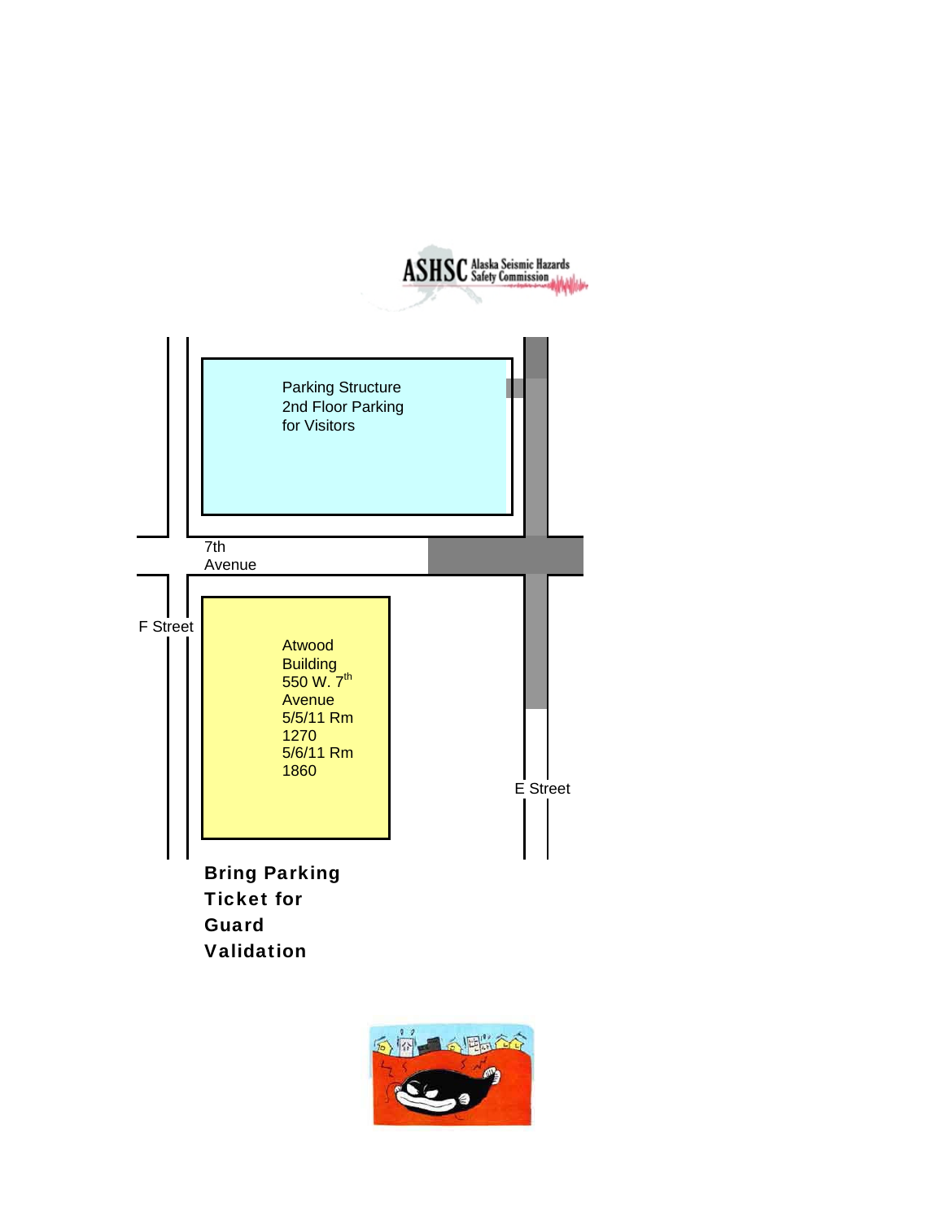ASHSC Alaska Seismic Hazards Safety Commission

Parking Structure
2nd Floor Parking
for Visitors

7th
Avenue

F Street

Atwood
Building
550 W. 7th
Avenue
5/5/11 Rm
1270
5/6/11 Rm
1860

E Street

**Bring Parking Ticket for Guard Validation**